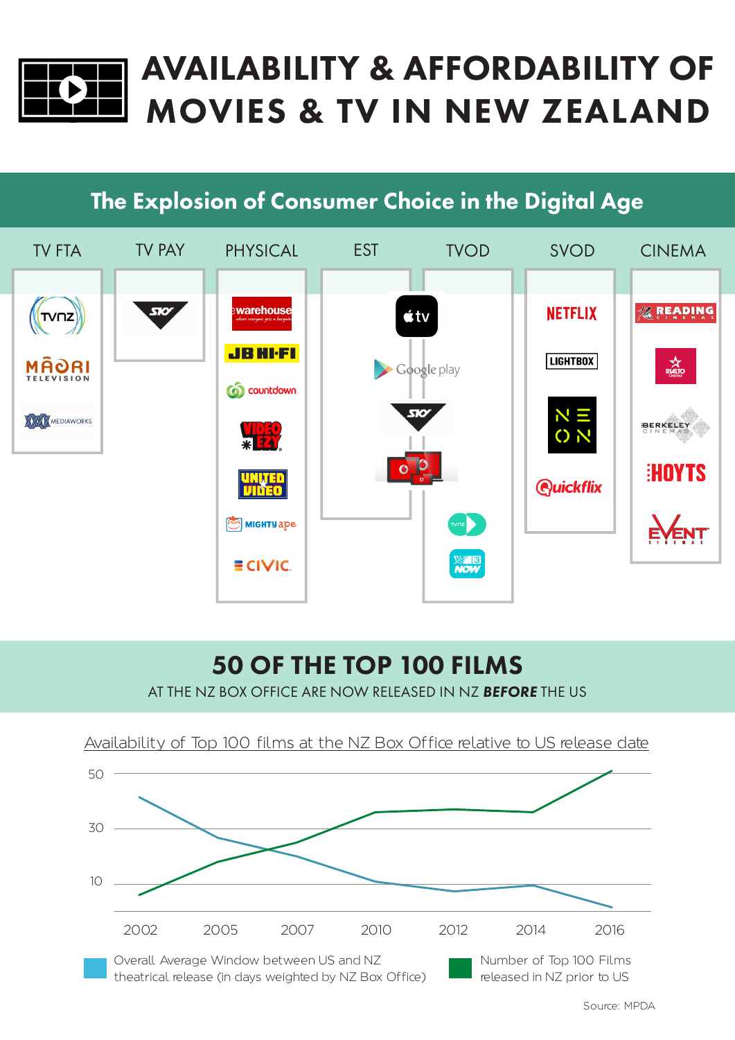# AVAILABILITY & AFFORDABILITY OF MOVIES & TV IN NEW ZEALAND

## The Explosion of Consumer Choice in the Digital Age

| TV FTA | TV PAY | PHYSICAL | EST | TVOD | SVOD | CINEMA |
|---|---|---|---|---|---|---|
| TVNZ | SKY | The Warehouse | Apple TV | Apple TV | NETFLIX | READING CINEMAS |
| MĀORI TELEVISION | | JB HI-FI | Google play | Google play | LIGHTBOX | RIALTO CINEMAS |
| MEDIAWORKS | | countdown | SKY | SKY | NEON | BERKELEY CINEMAS |
| | | VIDEO EZY | Vodafone | Vodafone | Quickflix | HOYTS |
| | | UNITED VIDEO | | TVNZ | | EVENT CINEMAS |
| | | MIGHTY APE | | 3 NOW | | |
| | | CIVIC | | | | |

## 50 OF THE TOP 100 FILMS

AT THE NZ BOX OFFICE ARE NOW RELEASED IN NZ ***BEFORE*** THE US

Availability of Top 100 films at the NZ Box Office relative to US release date

Years: 2002, 2005, 2007, 2010, 2012, 2014, 2016

Y-axis: 10, 30, 50

- Overall Average Window between US and NZ theatrical release (in days weighted by NZ Box Office)
- Number of Top 100 Films released in NZ prior to US

Source: MPDA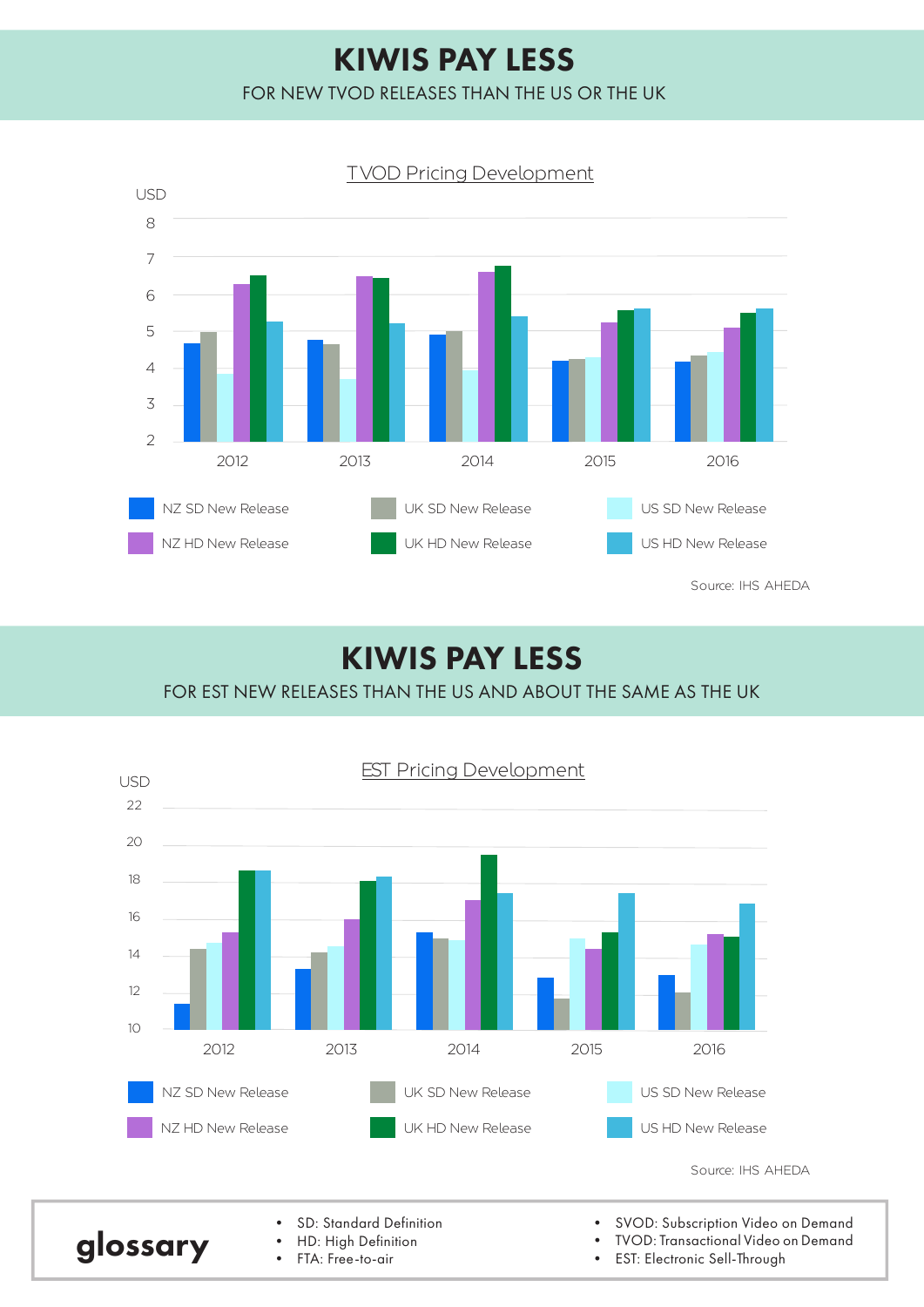# KIWIS PAY LESS

FOR NEW TVOD RELEASES THAN THE US OR THE UK

TVOD Pricing Development

USD

8
7
6
5
4
3
2

2012 2013 2014 2015 2016

NZ SD New Release
UK SD New Release
US SD New Release
NZ HD New Release
UK HD New Release
US HD New Release

Source: IHS AHEDA

# KIWIS PAY LESS

FOR EST NEW RELEASES THAN THE US AND ABOUT THE SAME AS THE UK

EST Pricing Development

USD

22
20
18
16
14
12
10

2012 2013 2014 2015 2016

NZ SD New Release
UK SD New Release
US SD New Release
NZ HD New Release
UK HD New Release
US HD New Release

Source: IHS AHEDA

## glossary

- SD: Standard Definition
- HD: High Definition
- FTA: Free-to-air
- SVOD: Subscription Video on Demand
- TVOD: Transactional Video on Demand
- EST: Electronic Sell-Through